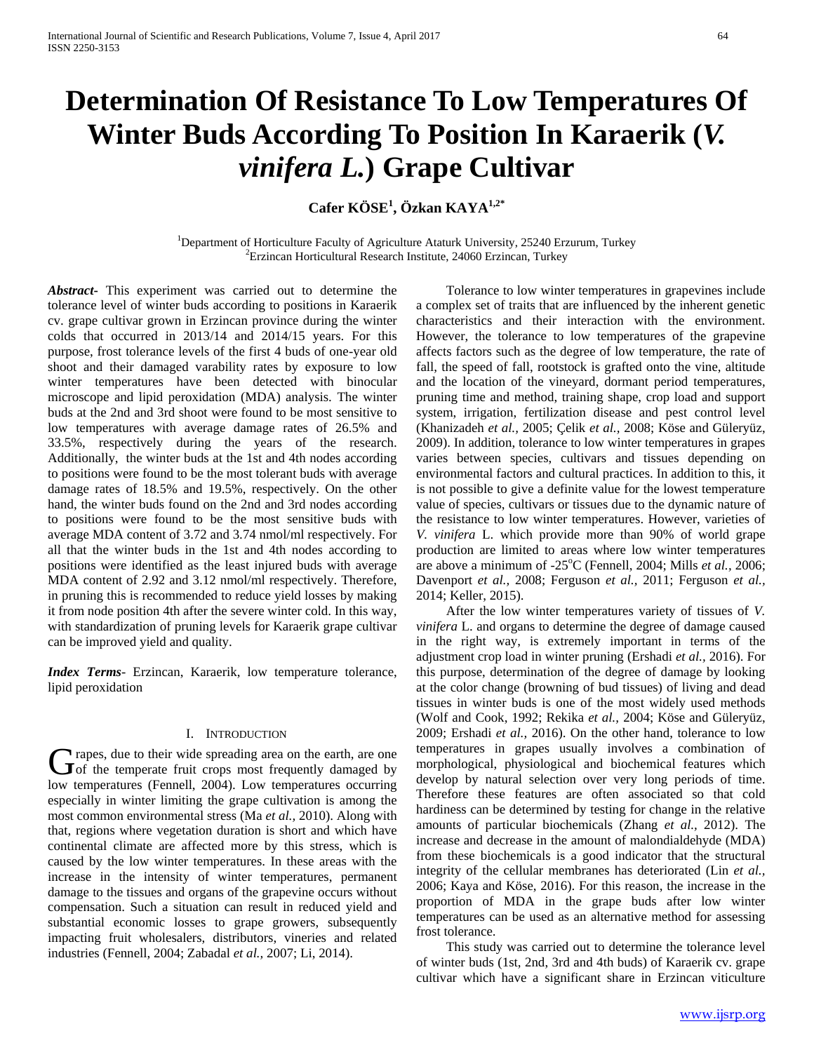# Determination Of Resistance To Low Temperatures Of Winter Buds According To Position In Karaerik (*V. vinifera L.*) Grape Cultivar

**Cafer KÖSE[1], Özkan KAYA[1,2*]**

[1]Department of Horticulture Faculty of Agriculture Ataturk University, 25240 Erzurum, Turkey
[2]Erzincan Horticultural Research Institute, 24060 Erzincan, Turkey

***Abstract***- This experiment was carried out to determine the tolerance level of winter buds according to positions in Karaerik cv. grape cultivar grown in Erzincan province during the winter colds that occurred in 2013/14 and 2014/15 years. For this purpose, frost tolerance levels of the first 4 buds of one-year old shoot and their damaged varability rates by exposure to low winter temperatures have been detected with binocular microscope and lipid peroxidation (MDA) analysis. The winter buds at the 2nd and 3rd shoot were found to be most sensitive to low temperatures with average damage rates of 26.5% and 33.5%, respectively during the years of the research. Additionally, the winter buds at the 1st and 4th nodes according to positions were found to be the most tolerant buds with average damage rates of 18.5% and 19.5%, respectively. On the other hand, the winter buds found on the 2nd and 3rd nodes according to positions were found to be the most sensitive buds with average MDA content of 3.72 and 3.74 nmol/ml respectively. For all that the winter buds in the 1st and 4th nodes according to positions were identified as the least injured buds with average MDA content of 2.92 and 3.12 nmol/ml respectively. Therefore, in pruning this is recommended to reduce yield losses by making it from node position 4th after the severe winter cold. In this way, with standardization of pruning levels for Karaerik grape cultivar can be improved yield and quality.

***Index Terms***- Erzincan, Karaerik, low temperature tolerance, lipid peroxidation

## I. Introduction

Grapes, due to their wide spreading area on the earth, are one of the temperate fruit crops most frequently damaged by low temperatures (Fennell, 2004). Low temperatures occurring especially in winter limiting the grape cultivation is among the most common environmental stress (Ma *et al.,* 2010). Along with that, regions where vegetation duration is short and which have continental climate are affected more by this stress, which is caused by the low winter temperatures. In these areas with the increase in the intensity of winter temperatures, permanent damage to the tissues and organs of the grapevine occurs without compensation. Such a situation can result in reduced yield and substantial economic losses to grape growers, subsequently impacting fruit wholesalers, distributors, vineries and related industries (Fennell, 2004; Zabadal *et al.,* 2007; Li, 2014).

Tolerance to low winter temperatures in grapevines include a complex set of traits that are influenced by the inherent genetic characteristics and their interaction with the environment. However, the tolerance to low temperatures of the grapevine affects factors such as the degree of low temperature, the rate of fall, the speed of fall, rootstock is grafted onto the vine, altitude and the location of the vineyard, dormant period temperatures, pruning time and method, training shape, crop load and support system, irrigation, fertilization disease and pest control level (Khanizadeh *et al.,* 2005; Çelik *et al.,* 2008; Köse and Güleryüz, 2009). In addition, tolerance to low winter temperatures in grapes varies between species, cultivars and tissues depending on environmental factors and cultural practices. In addition to this, it is not possible to give a definite value for the lowest temperature value of species, cultivars or tissues due to the dynamic nature of the resistance to low winter temperatures. However, varieties of *V. vinifera* L. which provide more than 90% of world grape production are limited to areas where low winter temperatures are above a minimum of -25$^{o}$C (Fennell, 2004; Mills *et al.,* 2006; Davenport *et al.,* 2008; Ferguson *et al.,* 2011; Ferguson *et al.,* 2014; Keller, 2015).

After the low winter temperatures variety of tissues of *V. vinifera* L. and organs to determine the degree of damage caused in the right way, is extremely important in terms of the adjustment crop load in winter pruning (Ershadi *et al.,* 2016). For this purpose, determination of the degree of damage by looking at the color change (browning of bud tissues) of living and dead tissues in winter buds is one of the most widely used methods (Wolf and Cook, 1992; Rekika *et al.,* 2004; Köse and Güleryüz, 2009; Ershadi *et al.,* 2016). On the other hand, tolerance to low temperatures in grapes usually involves a combination of morphological, physiological and biochemical features which develop by natural selection over very long periods of time. Therefore these features are often associated so that cold hardiness can be determined by testing for change in the relative amounts of particular biochemicals (Zhang *et al.,* 2012). The increase and decrease in the amount of malondialdehyde (MDA) from these biochemicals is a good indicator that the structural integrity of the cellular membranes has deteriorated (Lin *et al.,* 2006; Kaya and Köse, 2016). For this reason, the increase in the proportion of MDA in the grape buds after low winter temperatures can be used as an alternative method for assessing frost tolerance.

This study was carried out to determine the tolerance level of winter buds (1st, 2nd, 3rd and 4th buds) of Karaerik cv. grape cultivar which have a significant share in Erzincan viticulture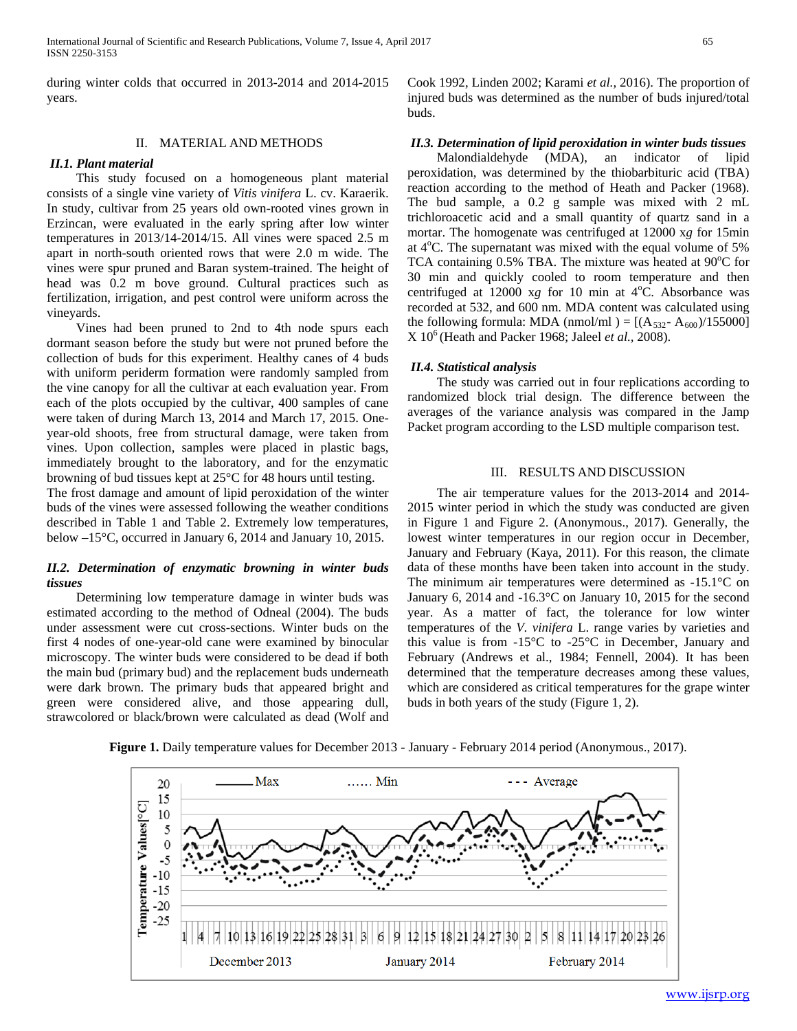during winter colds that occurred in 2013-2014 and 2014-2015 years.

## II. MATERIAL AND METHODS

### *II.1. Plant material*

This study focused on a homogeneous plant material consists of a single vine variety of *Vitis vinifera* L. cv. Karaerik. In study, cultivar from 25 years old own-rooted vines grown in Erzincan, were evaluated in the early spring after low winter temperatures in 2013/14-2014/15. All vines were spaced 2.5 m apart in north-south oriented rows that were 2.0 m wide. The vines were spur pruned and Baran system-trained. The height of head was 0.2 m bove ground. Cultural practices such as fertilization, irrigation, and pest control were uniform across the vineyards.

Vines had been pruned to 2nd to 4th node spurs each dormant season before the study but were not pruned before the collection of buds for this experiment. Healthy canes of 4 buds with uniform periderm formation were randomly sampled from the vine canopy for all the cultivar at each evaluation year. From each of the plots occupied by the cultivar, 400 samples of cane were taken of during March 13, 2014 and March 17, 2015. One-year-old shoots, free from structural damage, were taken from vines. Upon collection, samples were placed in plastic bags, immediately brought to the laboratory, and for the enzymatic browning of bud tissues kept at 25°C for 48 hours until testing.
The frost damage and amount of lipid peroxidation of the winter buds of the vines were assessed following the weather conditions described in Table 1 and Table 2. Extremely low temperatures, below –15°C, occurred in January 6, 2014 and January 10, 2015.

### *II.2. Determination of enzymatic browning in winter buds tissues*

Determining low temperature damage in winter buds was estimated according to the method of Odneal (2004). The buds under assessment were cut cross-sections. Winter buds on the first 4 nodes of one-year-old cane were examined by binocular microscopy. The winter buds were considered to be dead if both the main bud (primary bud) and the replacement buds underneath were dark brown. The primary buds that appeared bright and green were considered alive, and those appearing dull, strawcolored or black/brown were calculated as dead (Wolf and Cook 1992, Linden 2002; Karami *et al.*, 2016). The proportion of injured buds was determined as the number of buds injured/total buds.

### *II.3. Determination of lipid peroxidation in winter buds tissues*

Malondialdehyde (MDA), an indicator of lipid peroxidation, was determined by the thiobarbituric acid (TBA) reaction according to the method of Heath and Packer (1968). The bud sample, a 0.2 g sample was mixed with 2 mL trichloroacetic acid and a small quantity of quartz sand in a mortar. The homogenate was centrifuged at 12000 x*g* for 15min at 4°C. The supernatant was mixed with the equal volume of 5% TCA containing 0.5% TBA. The mixture was heated at 90°C for 30 min and quickly cooled to room temperature and then centrifuged at 12000 x*g* for 10 min at 4°C. Absorbance was recorded at 532, and 600 nm. MDA content was calculated using the following formula: MDA (nmol/ml ) = $[(A_{532} - A_{600})/155000] \times 10^6$ (Heath and Packer 1968; Jaleel *et al.*, 2008).

### *II.4. Statistical analysis*

The study was carried out in four replications according to randomized block trial design. The difference between the averages of the variance analysis was compared in the Jamp Packet program according to the LSD multiple comparison test.

## III. RESULTS AND DISCUSSION

The air temperature values for the 2013-2014 and 2014-2015 winter period in which the study was conducted are given in Figure 1 and Figure 2. (Anonymous., 2017). Generally, the lowest winter temperatures in our region occur in December, January and February (Kaya, 2011). For this reason, the climate data of these months have been taken into account in the study. The minimum air temperatures were determined as -15.1°C on January 6, 2014 and -16.3°C on January 10, 2015 for the second year. As a matter of fact, the tolerance for low winter temperatures of the *V. vinifera* L. range varies by varieties and this value is from -15°C to -25°C in December, January and February (Andrews et al., 1984; Fennell, 2004). It has been determined that the temperature decreases among these values, which are considered as critical temperatures for the grape winter buds in both years of the study (Figure 1, 2).

**Figure 1.** Daily temperature values for December 2013 - January - February 2014 period (Anonymous., 2017).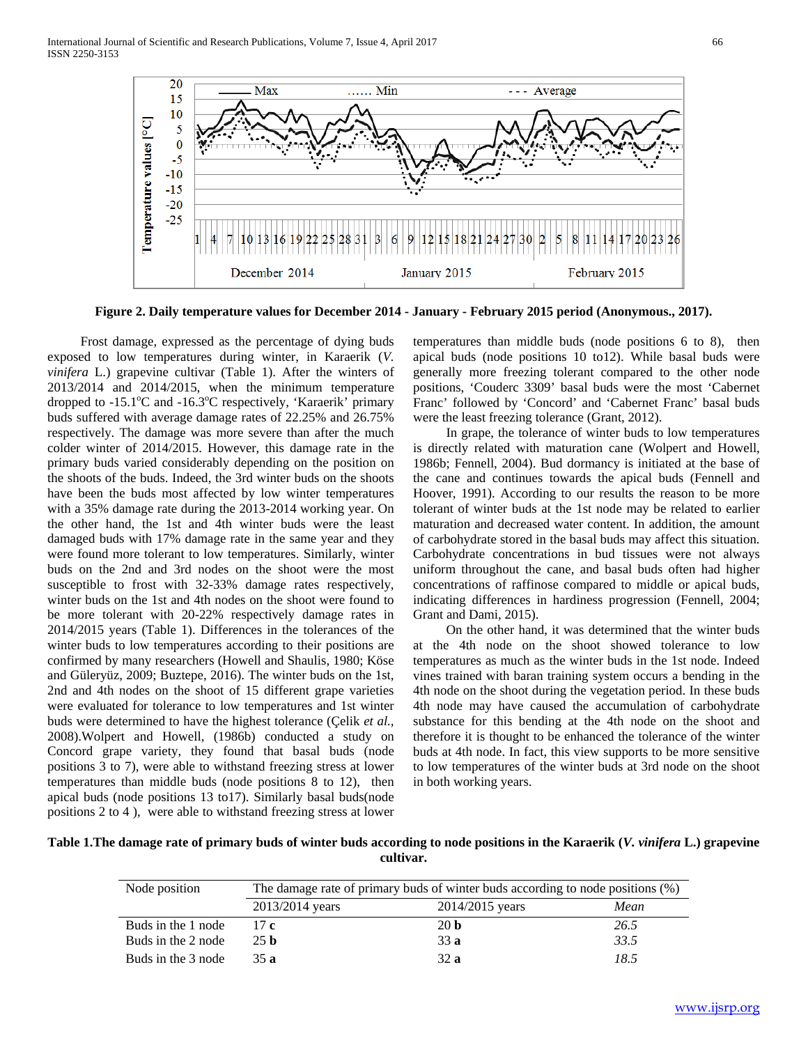Figure 2. Daily temperature values for December 2014 - January - February 2015 period (Anonymous., 2017).

Frost damage, expressed as the percentage of dying buds exposed to low temperatures during winter, in Karaerik (*V. vinifera* L.) grapevine cultivar (Table 1). After the winters of 2013/2014 and 2014/2015, when the minimum temperature dropped to -15.1°C and -16.3°C respectively, 'Karaerik' primary buds suffered with average damage rates of 22.25% and 26.75% respectively. The damage was more severe than after the much colder winter of 2014/2015. However, this damage rate in the primary buds varied considerably depending on the position on the shoots of the buds. Indeed, the 3rd winter buds on the shoots have been the buds most affected by low winter temperatures with a 35% damage rate during the 2013-2014 working year. On the other hand, the 1st and 4th winter buds were the least damaged buds with 17% damage rate in the same year and they were found more tolerant to low temperatures. Similarly, winter buds on the 2nd and 3rd nodes on the shoot were the most susceptible to frost with 32-33% damage rates respectively, winter buds on the 1st and 4th nodes on the shoot were found to be more tolerant with 20-22% respectively damage rates in 2014/2015 years (Table 1). Differences in the tolerances of the winter buds to low temperatures according to their positions are confirmed by many researchers (Howell and Shaulis, 1980; Köse and Güleryüz, 2009; Buztepe, 2016). The winter buds on the 1st, 2nd and 4th nodes on the shoot of 15 different grape varieties were evaluated for tolerance to low temperatures and 1st winter buds were determined to have the highest tolerance (Çelik *et al.*, 2008).Wolpert and Howell, (1986b) conducted a study on Concord grape variety, they found that basal buds (node positions 3 to 7), were able to withstand freezing stress at lower temperatures than middle buds (node positions 8 to 12), then apical buds (node positions 13 to17). Similarly basal buds(node positions 2 to 4 ), were able to withstand freezing stress at lower temperatures than middle buds (node positions 6 to 8), then apical buds (node positions 10 to12). While basal buds were generally more freezing tolerant compared to the other node positions, 'Couderc 3309' basal buds were the most 'Cabernet Franc' followed by 'Concord' and 'Cabernet Franc' basal buds were the least freezing tolerance (Grant, 2012).

In grape, the tolerance of winter buds to low temperatures is directly related with maturation cane (Wolpert and Howell, 1986b; Fennell, 2004). Bud dormancy is initiated at the base of the cane and continues towards the apical buds (Fennell and Hoover, 1991). According to our results the reason to be more tolerant of winter buds at the 1st node may be related to earlier maturation and decreased water content. In addition, the amount of carbohydrate stored in the basal buds may affect this situation. Carbohydrate concentrations in bud tissues were not always uniform throughout the cane, and basal buds often had higher concentrations of raffinose compared to middle or apical buds, indicating differences in hardiness progression (Fennell, 2004; Grant and Dami, 2015).

On the other hand, it was determined that the winter buds at the 4th node on the shoot showed tolerance to low temperatures as much as the winter buds in the 1st node. Indeed vines trained with baran training system occurs a bending in the 4th node on the shoot during the vegetation period. In these buds 4th node may have caused the accumulation of carbohydrate substance for this bending at the 4th node on the shoot and therefore it is thought to be enhanced the tolerance of the winter buds at 4th node. In fact, this view supports to be more sensitive to low temperatures of the winter buds at 3rd node on the shoot in both working years.

**Table 1.The damage rate of primary buds of winter buds according to node positions in the Karaerik (*V. vinifera* L.) grapevine cultivar.**

| Node position | The damage rate of primary buds of winter buds according to node positions (%) | | |
|---|---|---|---|
| | 2013/2014 years | 2014/2015 years | *Mean* |
| Buds in the 1 node | 17 **c** | 20 **b** | *26.5* |
| Buds in the 2 node | 25 **b** | 33 **a** | *33.5* |
| Buds in the 3 node | 35 **a** | 32 **a** | *18.5* |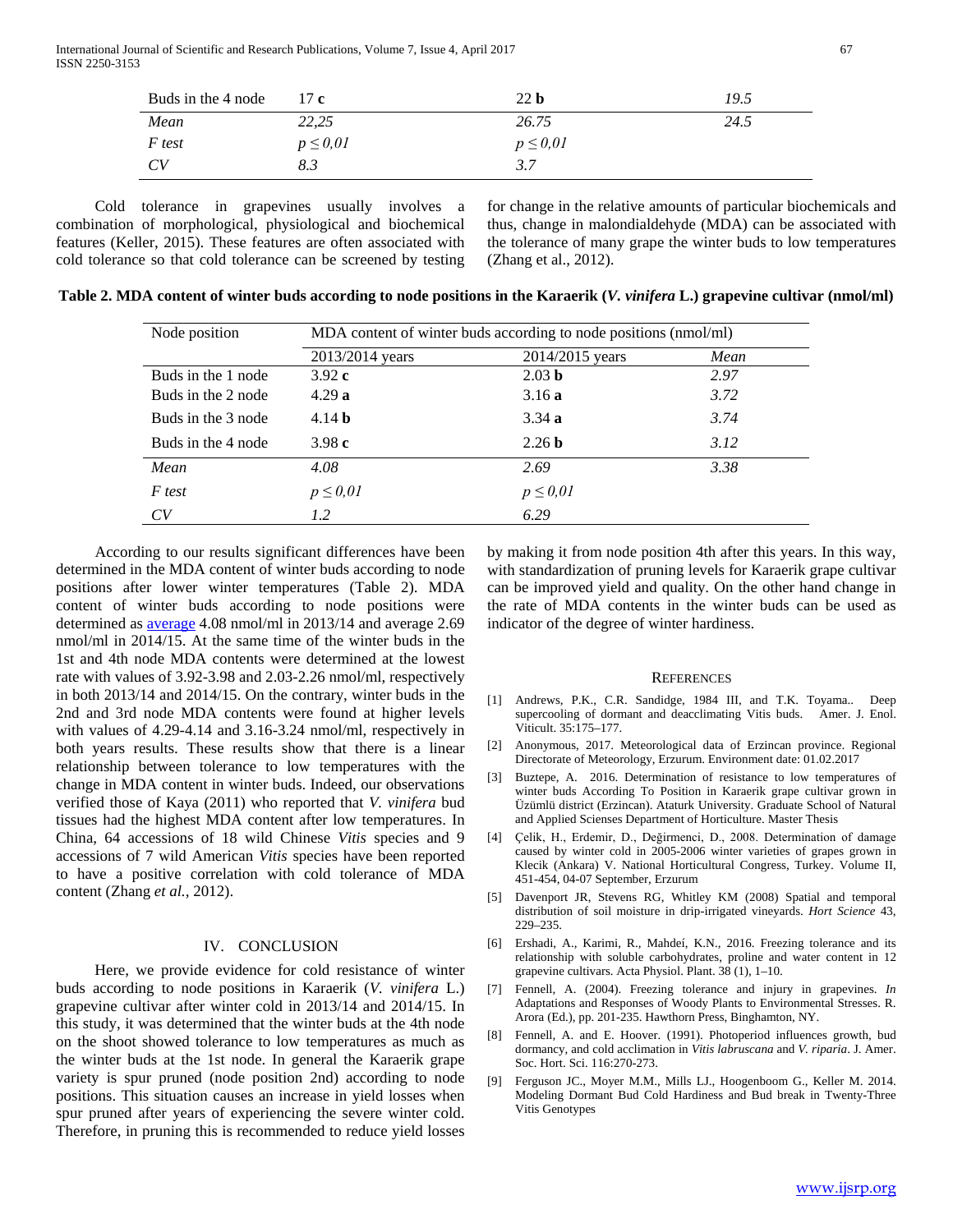| Buds in the 4 node | 17 **c** | 22 **b** | *19.5* |
|---|---|---|---|
| *Mean* | *22,25* | *26.75* | *24.5* |
| *F test* | $p \leq 0,01$ | $p \leq 0,01$ | |
| *CV* | *8.3* | *3.7* | |

Cold tolerance in grapevines usually involves a combination of morphological, physiological and biochemical features (Keller, 2015). These features are often associated with cold tolerance so that cold tolerance can be screened by testing for change in the relative amounts of particular biochemicals and thus, change in malondialdehyde (MDA) can be associated with the tolerance of many grape the winter buds to low temperatures (Zhang et al., 2012).

**Table 2. MDA content of winter buds according to node positions in the Karaerik (*V. vinifera* L.) grapevine cultivar (nmol/ml)**

| Node position | MDA content of winter buds according to node positions (nmol/ml) | | |
|---|---|---|---|
| | 2013/2014 years | 2014/2015 years | *Mean* |
| Buds in the 1 node | 3.92 **c** | 2.03 **b** | *2.97* |
| Buds in the 2 node | 4.29 **a** | 3.16 **a** | *3.72* |
| Buds in the 3 node | 4.14 **b** | 3.34 **a** | *3.74* |
| Buds in the 4 node | 3.98 **c** | 2.26 **b** | *3.12* |
| *Mean* | *4.08* | *2.69* | *3.38* |
| *F test* | $p \leq 0,01$ | $p \leq 0,01$ | |
| *CV* | *1.2* | *6.29* | |

According to our results significant differences have been determined in the MDA content of winter buds according to node positions after lower winter temperatures (Table 2). MDA content of winter buds according to node positions were determined as average 4.08 nmol/ml in 2013/14 and average 2.69 nmol/ml in 2014/15. At the same time of the winter buds in the 1st and 4th node MDA contents were determined at the lowest rate with values of 3.92-3.98 and 2.03-2.26 nmol/ml, respectively in both 2013/14 and 2014/15. On the contrary, winter buds in the 2nd and 3rd node MDA contents were found at higher levels with values of 4.29-4.14 and 3.16-3.24 nmol/ml, respectively in both years results. These results show that there is a linear relationship between tolerance to low temperatures with the change in MDA content in winter buds. Indeed, our observations verified those of Kaya (2011) who reported that *V. vinifera* bud tissues had the highest MDA content after low temperatures. In China, 64 accessions of 18 wild Chinese *Vitis* species and 9 accessions of 7 wild American *Vitis* species have been reported to have a positive correlation with cold tolerance of MDA content (Zhang *et al.*, 2012).

## IV. CONCLUSION

Here, we provide evidence for cold resistance of winter buds according to node positions in Karaerik (*V. vinifera* L.) grapevine cultivar after winter cold in 2013/14 and 2014/15. In this study, it was determined that the winter buds at the 4th node on the shoot showed tolerance to low temperatures as much as the winter buds at the 1st node. In general the Karaerik grape variety is spur pruned (node position 2nd) according to node positions. This situation causes an increase in yield losses when spur pruned after years of experiencing the severe winter cold. Therefore, in pruning this is recommended to reduce yield losses by making it from node position 4th after this years. In this way, with standardization of pruning levels for Karaerik grape cultivar can be improved yield and quality. On the other hand change in the rate of MDA contents in the winter buds can be used as indicator of the degree of winter hardiness.

## REFERENCES

[1] Andrews, P.K., C.R. Sandidge, 1984 III, and T.K. Toyama.. Deep supercooling of dormant and deacclimating Vitis buds. Amer. J. Enol. Viticult. 35:175–177.

[2] Anonymous, 2017. Meteorological data of Erzincan province. Regional Directorate of Meteorology, Erzurum. Environment date: 01.02.2017

[3] Buztepe, A. 2016. Determination of resistance to low temperatures of winter buds According To Position in Karaerik grape cultivar grown in Üzümlü district (Erzincan). Ataturk University. Graduate School of Natural and Applied Scienses Department of Horticulture. Master Thesis

[4] Çelik, H., Erdemir, D., Değirmenci, D., 2008. Determination of damage caused by winter cold in 2005-2006 winter varieties of grapes grown in Klecik (Ankara) V. National Horticultural Congress, Turkey. Volume II, 451-454, 04-07 September, Erzurum

[5] Davenport JR, Stevens RG, Whitley KM (2008) Spatial and temporal distribution of soil moisture in drip-irrigated vineyards. *Hort Science* 43, 229–235.

[6] Ershadi, A., Karimi, R., Mahdeí, K.N., 2016. Freezing tolerance and its relationship with soluble carbohydrates, proline and water content in 12 grapevine cultivars. Acta Physiol. Plant. 38 (1), 1–10.

[7] Fennell, A. (2004). Freezing tolerance and injury in grapevines. *In* Adaptations and Responses of Woody Plants to Environmental Stresses. R. Arora (Ed.), pp. 201-235. Hawthorn Press, Binghamton, NY.

[8] Fennell, A. and E. Hoover. (1991). Photoperiod influences growth, bud dormancy, and cold acclimation in *Vitis labruscana* and *V. riparia*. J. Amer. Soc. Hort. Sci. 116:270-273.

[9] Ferguson JC., Moyer M.M., Mills LJ., Hoogenboom G., Keller M. 2014. Modeling Dormant Bud Cold Hardiness and Bud break in Twenty-Three Vitis Genotypes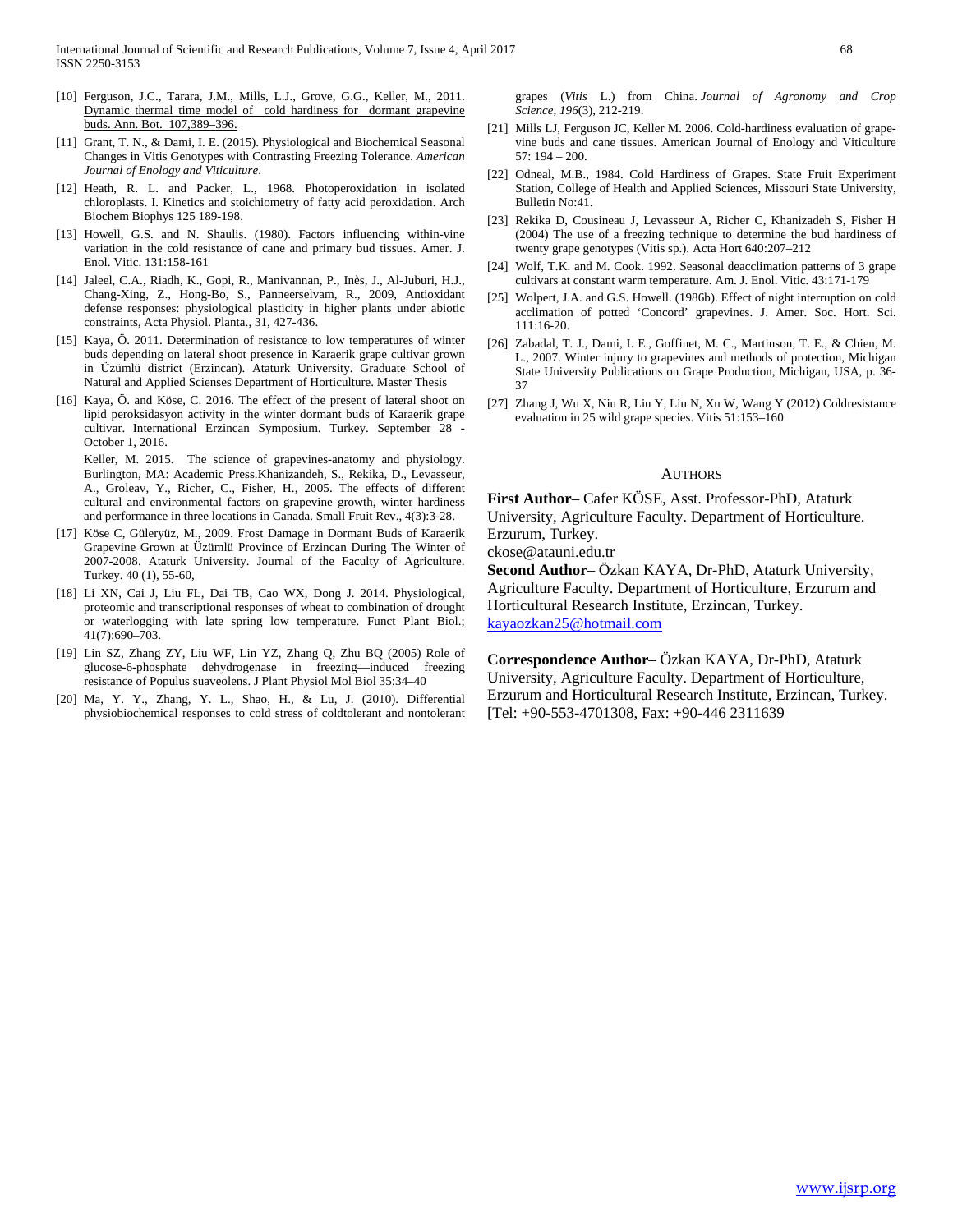[10] Ferguson, J.C., Tarara, J.M., Mills, L.J., Grove, G.G., Keller, M., 2011. Dynamic thermal time model of cold hardiness for dormant grapevine buds. Ann. Bot. 107,389–396.

[11] Grant, T. N., & Dami, I. E. (2015). Physiological and Biochemical Seasonal Changes in Vitis Genotypes with Contrasting Freezing Tolerance. *American Journal of Enology and Viticulture*.

[12] Heath, R. L. and Packer, L., 1968. Photoperoxidation in isolated chloroplasts. I. Kinetics and stoichiometry of fatty acid peroxidation. Arch Biochem Biophys 125 189-198.

[13] Howell, G.S. and N. Shaulis. (1980). Factors influencing within-vine variation in the cold resistance of cane and primary bud tissues. Amer. J. Enol. Vitic. 131:158-161

[14] Jaleel, C.A., Riadh, K., Gopi, R., Manivannan, P., Inès, J., Al-Juburi, H.J., Chang-Xing, Z., Hong-Bo, S., Panneerselvam, R., 2009, Antioxidant defense responses: physiological plasticity in higher plants under abiotic constraints, Acta Physiol. Planta., 31, 427-436.

[15] Kaya, Ö. 2011. Determination of resistance to low temperatures of winter buds depending on lateral shoot presence in Karaerik grape cultivar grown in Üzümlü district (Erzincan). Ataturk University. Graduate School of Natural and Applied Scienses Department of Horticulture. Master Thesis

[16] Kaya, Ö. and Köse, C. 2016. The effect of the present of lateral shoot on lipid peroksidasyon activity in the winter dormant buds of Karaerik grape cultivar. International Erzincan Symposium. Turkey. September 28 - October 1, 2016.

Keller, M. 2015. The science of grapevines-anatomy and physiology. Burlington, MA: Academic Press.Khanizandeh, S., Rekika, D., Levasseur, A., Groleav, Y., Richer, C., Fisher, H., 2005. The effects of different cultural and environmental factors on grapevine growth, winter hardiness and performance in three locations in Canada. Small Fruit Rev., 4(3):3-28.

[17] Köse C, Güleryüz, M., 2009. Frost Damage in Dormant Buds of Karaerik Grapevine Grown at Üzümlü Province of Erzincan During The Winter of 2007-2008. Ataturk University. Journal of the Faculty of Agriculture. Turkey. 40 (1), 55-60,

[18] Li XN, Cai J, Liu FL, Dai TB, Cao WX, Dong J. 2014. Physiological, proteomic and transcriptional responses of wheat to combination of drought or waterlogging with late spring low temperature. Funct Plant Biol.; 41(7):690–703.

[19] Lin SZ, Zhang ZY, Liu WF, Lin YZ, Zhang Q, Zhu BQ (2005) Role of glucose-6-phosphate dehydrogenase in freezing—induced freezing resistance of Populus suaveolens. J Plant Physiol Mol Biol 35:34–40

[20] Ma, Y. Y., Zhang, Y. L. Shao, H., & Lu, J. (2010). Differential physiobiochemical responses to cold stress of coldtolerant and nontolerant grapes (*Vitis* L.) from China. *Journal of Agronomy and Crop Science*, *196*(3), 212-219.

[21] Mills LJ, Ferguson JC, Keller M. 2006. Cold-hardiness evaluation of grape-vine buds and cane tissues. American Journal of Enology and Viticulture 57: 194 – 200.

[22] Odneal, M.B., 1984. Cold Hardiness of Grapes. State Fruit Experiment Station, College of Health and Applied Sciences, Missouri State University, Bulletin No:41.

[23] Rekika D, Cousineau J, Levasseur A, Richer C, Khanizadeh S, Fisher H (2004) The use of a freezing technique to determine the bud hardiness of twenty grape genotypes (Vitis sp.). Acta Hort 640:207–212

[24] Wolf, T.K. and M. Cook. 1992. Seasonal deacclimation patterns of 3 grape cultivars at constant warm temperature. Am. J. Enol. Vitic. 43:171-179

[25] Wolpert, J.A. and G.S. Howell. (1986b). Effect of night interruption on cold acclimation of potted 'Concord' grapevines. J. Amer. Soc. Hort. Sci. 111:16-20.

[26] Zabadal, T. J., Dami, I. E., Goffinet, M. C., Martinson, T. E., & Chien, M. L., 2007. Winter injury to grapevines and methods of protection, Michigan State University Publications on Grape Production, Michigan, USA, p. 36-37

[27] Zhang J, Wu X, Niu R, Liu Y, Liu N, Xu W, Wang Y (2012) Coldresistance evaluation in 25 wild grape species. Vitis 51:153–160

## Authors

**First Author**– Cafer KÖSE, Asst. Professor-PhD, Ataturk University, Agriculture Faculty. Department of Horticulture. Erzurum, Turkey.
ckose@atauni.edu.tr

**Second Author**– Özkan KAYA, Dr-PhD, Ataturk University, Agriculture Faculty. Department of Horticulture, Erzurum and Horticultural Research Institute, Erzincan, Turkey.
kayaozkan25@hotmail.com

**Correspondence Author**– Özkan KAYA, Dr-PhD, Ataturk University, Agriculture Faculty. Department of Horticulture, Erzurum and Horticultural Research Institute, Erzincan, Turkey. [Tel: +90-553-4701308, Fax: +90-446 2311639